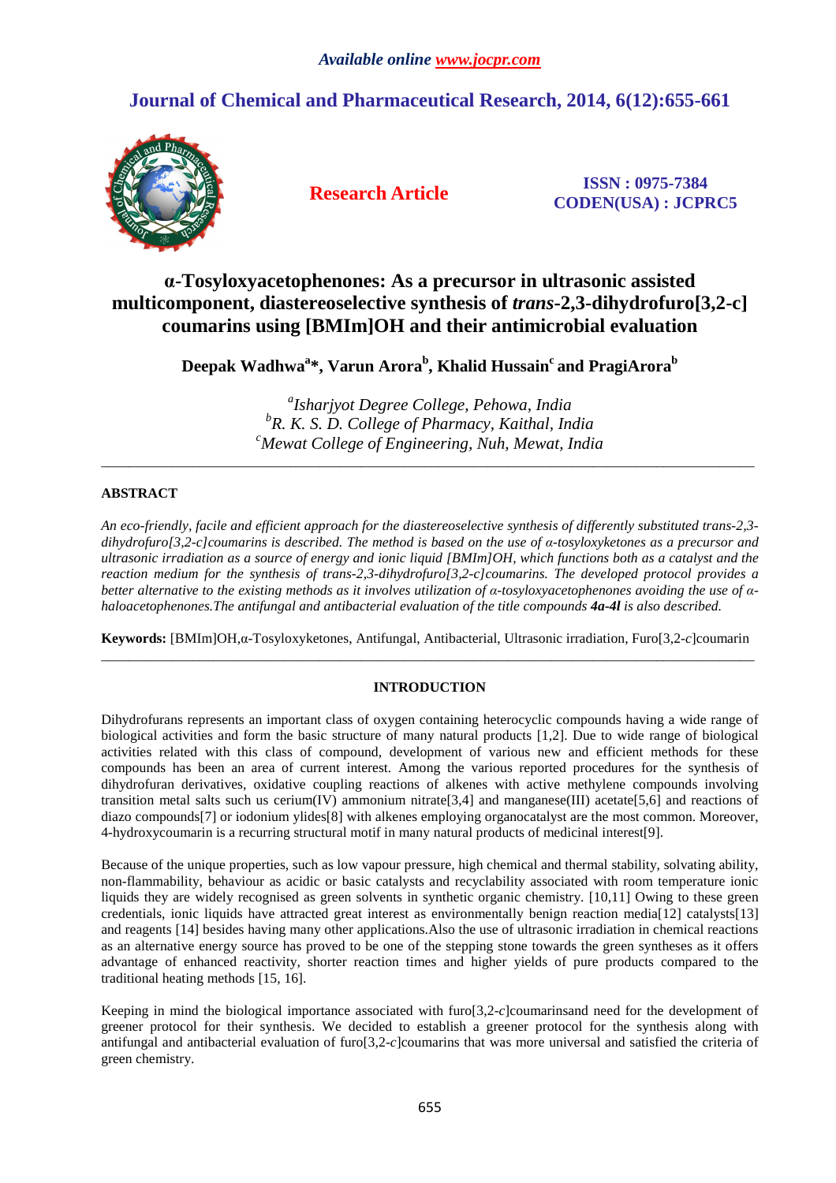# α-Tosyloxyacetophenones: As a precursor in ultrasonic assisted multicomponent, diastereoselective synthesis of *trans*-2,3-dihydrofuro[3,2-c] coumarins using [BMIm]OH and their antimicrobial evaluation

**Deepak Wadhwa[a]\*, Varun Arora[b], Khalid Hussain[c] and PragiArora[b]**

*[a]Isharjyot Degree College, Pehowa, India*
*[b]R. K. S. D. College of Pharmacy, Kaithal, India*
*[c]Mewat College of Engineering, Nuh, Mewat, India*

---

## ABSTRACT

*An eco-friendly, facile and efficient approach for the diastereoselective synthesis of differently substituted trans-2,3-dihydrofuro[3,2-c]coumarins is described. The method is based on the use of α-tosyloxyketones as a precursor and ultrasonic irradiation as a source of energy and ionic liquid [BMIm]OH, which functions both as a catalyst and the reaction medium for the synthesis of trans-2,3-dihydrofuro[3,2-c]coumarins. The developed protocol provides a better alternative to the existing methods as it involves utilization of α-tosyloxyacetophenones avoiding the use of α-haloacetophenones.The antifungal and antibacterial evaluation of the title compounds **4a-4l** is also described.*

**Keywords:** [BMIm]OH,α-Tosyloxyketones, Antifungal, Antibacterial, Ultrasonic irradiation, Furo[3,2-*c*]coumarin

---

## INTRODUCTION

Dihydrofurans represents an important class of oxygen containing heterocyclic compounds having a wide range of biological activities and form the basic structure of many natural products [1,2]. Due to wide range of biological activities related with this class of compound, development of various new and efficient methods for these compounds has been an area of current interest. Among the various reported procedures for the synthesis of dihydrofuran derivatives, oxidative coupling reactions of alkenes with active methylene compounds involving transition metal salts such us cerium(IV) ammonium nitrate[3,4] and manganese(III) acetate[5,6] and reactions of diazo compounds[7] or iodonium ylides[8] with alkenes employing organocatalyst are the most common. Moreover, 4-hydroxycoumarin is a recurring structural motif in many natural products of medicinal interest[9].

Because of the unique properties, such as low vapour pressure, high chemical and thermal stability, solvating ability, non-flammability, behaviour as acidic or basic catalysts and recyclability associated with room temperature ionic liquids they are widely recognised as green solvents in synthetic organic chemistry. [10,11] Owing to these green credentials, ionic liquids have attracted great interest as environmentally benign reaction media[12] catalysts[13] and reagents [14] besides having many other applications.Also the use of ultrasonic irradiation in chemical reactions as an alternative energy source has proved to be one of the stepping stone towards the green syntheses as it offers advantage of enhanced reactivity, shorter reaction times and higher yields of pure products compared to the traditional heating methods [15, 16].

Keeping in mind the biological importance associated with furo[3,2-*c*]coumarinsand need for the development of greener protocol for their synthesis. We decided to establish a greener protocol for the synthesis along with antifungal and antibacterial evaluation of furo[3,2-*c*]coumarins that was more universal and satisfied the criteria of green chemistry.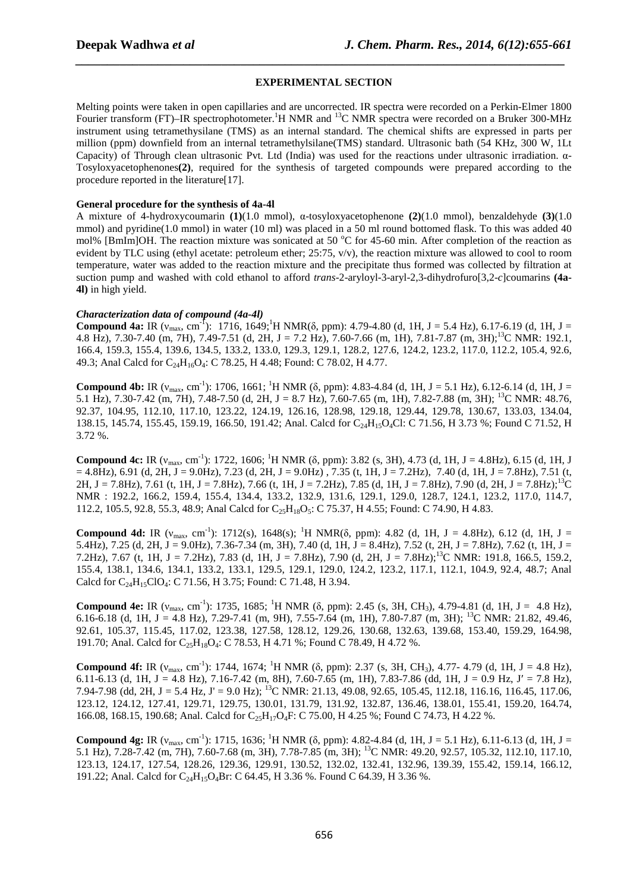## EXPERIMENTAL SECTION

Melting points were taken in open capillaries and are uncorrected. IR spectra were recorded on a Perkin-Elmer 1800 Fourier transform (FT)–IR spectrophotometer. $^1$H NMR and $^{13}$C NMR spectra were recorded on a Bruker 300-MHz instrument using tetramethysilane (TMS) as an internal standard. The chemical shifts are expressed in parts per million (ppm) downfield from an internal tetramethylsilane(TMS) standard. Ultrasonic bath (54 KHz, 300 W, 1Lt Capacity) of Through clean ultrasonic Pvt. Ltd (India) was used for the reactions under ultrasonic irradiation. α-Tosyloxyacetophenones**(2)**, required for the synthesis of targeted compounds were prepared according to the procedure reported in the literature[17].

### General procedure for the synthesis of 4a-4l

A mixture of 4-hydroxycoumarin **(1)**(1.0 mmol), α-tosyloxyacetophenone **(2)**(1.0 mmol), benzaldehyde **(3)**(1.0 mmol) and pyridine(1.0 mmol) in water (10 ml) was placed in a 50 ml round bottomed flask. To this was added 40 mol% [BmIm]OH. The reaction mixture was sonicated at 50 °C for 45-60 min. After completion of the reaction as evident by TLC using (ethyl acetate: petroleum ether; 25:75, v/v), the reaction mixture was allowed to cool to room temperature, water was added to the reaction mixture and the precipitate thus formed was collected by filtration at suction pump and washed with cold ethanol to afford *trans*-2-aryloyl-3-aryl-2,3-dihydrofuro[3,2-*c*]coumarins **(4a-4l)** in high yield.

### *Characterization data of compound (4a-4l)*

**Compound 4a:** IR ($\nu_{max}$, cm$^{-1}$): 1716, 1649; $^1$H NMR(δ, ppm): 4.79-4.80 (d, 1H, J = 5.4 Hz), 6.17-6.19 (d, 1H, J = 4.8 Hz), 7.30-7.40 (m, 7H), 7.49-7.51 (d, 2H, J = 7.2 Hz), 7.60-7.66 (m, 1H), 7.81-7.87 (m, 3H); $^{13}$C NMR: 192.1, 166.4, 159.3, 155.4, 139.6, 134.5, 133.2, 133.0, 129.3, 129.1, 128.2, 127.6, 124.2, 123.2, 117.0, 112.2, 105.4, 92.6, 49.3; Anal Calcd for $C_{24}H_{16}O_4$: C 78.25, H 4.48; Found: C 78.02, H 4.77.

**Compound 4b:** IR ($\nu_{max}$, cm$^{-1}$): 1706, 1661; $^1$H NMR (δ, ppm): 4.83-4.84 (d, 1H, J = 5.1 Hz), 6.12-6.14 (d, 1H, J = 5.1 Hz), 7.30-7.42 (m, 7H), 7.48-7.50 (d, 2H, J = 8.7 Hz), 7.60-7.65 (m, 1H), 7.82-7.88 (m, 3H); $^{13}$C NMR: 48.76, 92.37, 104.95, 112.10, 117.10, 123.22, 124.19, 126.16, 128.98, 129.18, 129.44, 129.78, 130.67, 133.03, 134.04, 138.15, 145.74, 155.45, 159.19, 166.50, 191.42; Anal. Calcd for $C_{24}H_{15}O_4Cl$: C 71.56, H 3.73 %; Found C 71.52, H 3.72 %.

**Compound 4c:** IR ($\nu_{max}$, cm$^{-1}$): 1722, 1606; $^1$H NMR (δ, ppm): 3.82 (s, 3H), 4.73 (d, 1H, J = 4.8Hz), 6.15 (d, 1H, J = 4.8Hz), 6.91 (d, 2H, J = 9.0Hz), 7.23 (d, 2H, J = 9.0Hz) , 7.35 (t, 1H, J = 7.2Hz), 7.40 (d, 1H, J = 7.8Hz), 7.51 (t, 2H, J = 7.8Hz), 7.61 (t, 1H, J = 7.8Hz), 7.66 (t, 1H, J = 7.2Hz), 7.85 (d, 1H, J = 7.8Hz), 7.90 (d, 2H, J = 7.8Hz); $^{13}$C NMR : 192.2, 166.2, 159.4, 155.4, 134.4, 133.2, 132.9, 131.6, 129.1, 129.0, 128.7, 124.1, 123.2, 117.0, 114.7, 112.2, 105.5, 92.8, 55.3, 48.9; Anal Calcd for $C_{25}H_{18}O_5$: C 75.37, H 4.55; Found: C 74.90, H 4.83.

**Compound 4d:** IR ($\nu_{max}$, cm$^{-1}$): 1712(s), 1648(s); $^1$H NMR(δ, ppm): 4.82 (d, 1H, J = 4.8Hz), 6.12 (d, 1H, J = 5.4Hz), 7.25 (d, 2H, J = 9.0Hz), 7.36-7.34 (m, 3H), 7.40 (d, 1H, J = 8.4Hz), 7.52 (t, 2H, J = 7.8Hz), 7.62 (t, 1H, J = 7.2Hz), 7.67 (t, 1H, J = 7.2Hz), 7.83 (d, 1H, J = 7.8Hz), 7.90 (d, 2H, J = 7.8Hz); $^{13}$C NMR: 191.8, 166.5, 159.2, 155.4, 138.1, 134.6, 134.1, 133.2, 133.1, 129.5, 129.1, 129.0, 124.2, 123.2, 117.1, 112.1, 104.9, 92.4, 48.7; Anal Calcd for $C_{24}H_{15}ClO_4$: C 71.56, H 3.75; Found: C 71.48, H 3.94.

**Compound 4e:** IR ($\nu_{max}$, cm$^{-1}$): 1735, 1685; $^1$H NMR (δ, ppm): 2.45 (s, 3H, $CH_3$), 4.79-4.81 (d, 1H, J = 4.8 Hz), 6.16-6.18 (d, 1H, J = 4.8 Hz), 7.29-7.41 (m, 9H), 7.55-7.64 (m, 1H), 7.80-7.87 (m, 3H); $^{13}$C NMR: 21.82, 49.46, 92.61, 105.37, 115.45, 117.02, 123.38, 127.58, 128.12, 129.26, 130.68, 132.63, 139.68, 153.40, 159.29, 164.98, 191.70; Anal. Calcd for $C_{25}H_{18}O_4$: C 78.53, H 4.71 %; Found C 78.49, H 4.72 %.

**Compound 4f:** IR ($\nu_{max}$, cm$^{-1}$): 1744, 1674; $^1$H NMR (δ, ppm): 2.37 (s, 3H, $CH_3$), 4.77- 4.79 (d, 1H, J = 4.8 Hz), 6.11-6.13 (d, 1H, J = 4.8 Hz), 7.16-7.42 (m, 8H), 7.60-7.65 (m, 1H), 7.83-7.86 (dd, 1H, J = 0.9 Hz, J′ = 7.8 Hz), 7.94-7.98 (dd, 2H, J = 5.4 Hz, J' = 9.0 Hz); $^{13}$C NMR: 21.13, 49.08, 92.65, 105.45, 112.18, 116.16, 116.45, 117.06, 123.12, 124.12, 127.41, 129.71, 129.75, 130.01, 131.79, 131.92, 132.87, 136.46, 138.01, 155.41, 159.20, 164.74, 166.08, 168.15, 190.68; Anal. Calcd for $C_{25}H_{17}O_4F$: C 75.00, H 4.25 %; Found C 74.73, H 4.22 %.

**Compound 4g:** IR ($\nu_{max}$, cm$^{-1}$): 1715, 1636; $^1$H NMR (δ, ppm): 4.82-4.84 (d, 1H, J = 5.1 Hz), 6.11-6.13 (d, 1H, J = 5.1 Hz), 7.28-7.42 (m, 7H), 7.60-7.68 (m, 3H), 7.78-7.85 (m, 3H); $^{13}$C NMR: 49.20, 92.57, 105.32, 112.10, 117.10, 123.13, 124.17, 127.54, 128.26, 129.36, 129.91, 130.52, 132.02, 132.41, 132.96, 139.39, 155.42, 159.14, 166.12, 191.22; Anal. Calcd for $C_{24}H_{15}O_4Br$: C 64.45, H 3.36 %. Found C 64.39, H 3.36 %.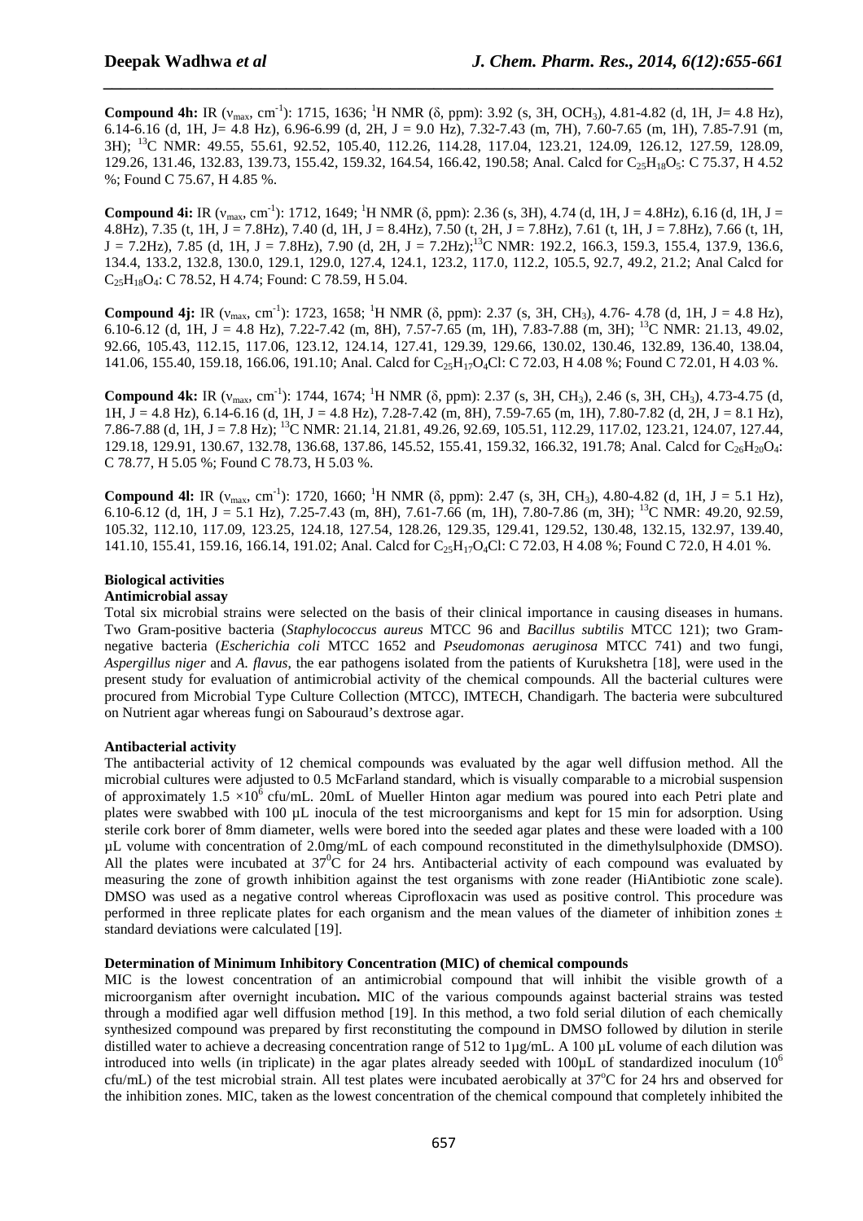**Compound 4h:** IR ($\nu_{max}$, $cm^{-1}$): 1715, 1636; $^1H$ NMR (δ, ppm): 3.92 (s, 3H, $OCH_3$), 4.81-4.82 (d, 1H, J= 4.8 Hz), 6.14-6.16 (d, 1H, J= 4.8 Hz), 6.96-6.99 (d, 2H, J = 9.0 Hz), 7.32-7.43 (m, 7H), 7.60-7.65 (m, 1H), 7.85-7.91 (m, 3H); $^{13}C$ NMR: 49.55, 55.61, 92.52, 105.40, 112.26, 114.28, 117.04, 123.21, 124.09, 126.12, 127.59, 128.09, 129.26, 131.46, 132.83, 139.73, 155.42, 159.32, 164.54, 166.42, 190.58; Anal. Calcd for $C_{25}H_{18}O_5$: C 75.37, H 4.52 %; Found C 75.67, H 4.85 %.

**Compound 4i:** IR ($\nu_{max}$, $cm^{-1}$): 1712, 1649; $^1H$ NMR (δ, ppm): 2.36 (s, 3H), 4.74 (d, 1H, J = 4.8Hz), 6.16 (d, 1H, J = 4.8Hz), 7.35 (t, 1H, J = 7.8Hz), 7.40 (d, 1H, J = 8.4Hz), 7.50 (t, 2H, J = 7.8Hz), 7.61 (t, 1H, J = 7.8Hz), 7.66 (t, 1H, J = 7.2Hz), 7.85 (d, 1H, J = 7.8Hz), 7.90 (d, 2H, J = 7.2Hz);$^{13}C$ NMR: 192.2, 166.3, 159.3, 155.4, 137.9, 136.6, 134.4, 133.2, 132.8, 130.0, 129.1, 129.0, 127.4, 124.1, 123.2, 117.0, 112.2, 105.5, 92.7, 49.2, 21.2; Anal Calcd for $C_{25}H_{18}O_4$: C 78.52, H 4.74; Found: C 78.59, H 5.04.

**Compound 4j:** IR ($\nu_{max}$, $cm^{-1}$): 1723, 1658; $^1H$ NMR (δ, ppm): 2.37 (s, 3H, $CH_3$), 4.76- 4.78 (d, 1H, J = 4.8 Hz), 6.10-6.12 (d, 1H, J = 4.8 Hz), 7.22-7.42 (m, 8H), 7.57-7.65 (m, 1H), 7.83-7.88 (m, 3H); $^{13}C$ NMR: 21.13, 49.02, 92.66, 105.43, 112.15, 117.06, 123.12, 124.14, 127.41, 129.39, 129.66, 130.02, 130.46, 132.89, 136.40, 138.04, 141.06, 155.40, 159.18, 166.06, 191.10; Anal. Calcd for $C_{25}H_{17}O_4Cl$: C 72.03, H 4.08 %; Found C 72.01, H 4.03 %.

**Compound 4k:** IR ($\nu_{max}$, $cm^{-1}$): 1744, 1674; $^1H$ NMR (δ, ppm): 2.37 (s, 3H, $CH_3$), 2.46 (s, 3H, $CH_3$), 4.73-4.75 (d, 1H, J = 4.8 Hz), 6.14-6.16 (d, 1H, J = 4.8 Hz), 7.28-7.42 (m, 8H), 7.59-7.65 (m, 1H), 7.80-7.82 (d, 2H, J = 8.1 Hz), 7.86-7.88 (d, 1H, J = 7.8 Hz); $^{13}C$ NMR: 21.14, 21.81, 49.26, 92.69, 105.51, 112.29, 117.02, 123.21, 124.07, 127.44, 129.18, 129.91, 130.67, 132.78, 136.68, 137.86, 145.52, 155.41, 159.32, 166.32, 191.78; Anal. Calcd for $C_{26}H_{20}O_4$: C 78.77, H 5.05 %; Found C 78.73, H 5.03 %.

**Compound 4l:** IR ($\nu_{max}$, $cm^{-1}$): 1720, 1660; $^1H$ NMR (δ, ppm): 2.47 (s, 3H, $CH_3$), 4.80-4.82 (d, 1H, J = 5.1 Hz), 6.10-6.12 (d, 1H, J = 5.1 Hz), 7.25-7.43 (m, 8H), 7.61-7.66 (m, 1H), 7.80-7.86 (m, 3H); $^{13}C$ NMR: 49.20, 92.59, 105.32, 112.10, 117.09, 123.25, 124.18, 127.54, 128.26, 129.35, 129.41, 129.52, 130.48, 132.15, 132.97, 139.40, 141.10, 155.41, 159.16, 166.14, 191.02; Anal. Calcd for $C_{25}H_{17}O_4Cl$: C 72.03, H 4.08 %; Found C 72.0, H 4.01 %.

## Biological activities

### Antimicrobial assay

Total six microbial strains were selected on the basis of their clinical importance in causing diseases in humans. Two Gram-positive bacteria (*Staphylococcus aureus* MTCC 96 and *Bacillus subtilis* MTCC 121); two Gram-negative bacteria (*Escherichia coli* MTCC 1652 and *Pseudomonas aeruginosa* MTCC 741) and two fungi, *Aspergillus niger* and *A. flavus*, the ear pathogens isolated from the patients of Kurukshetra [18], were used in the present study for evaluation of antimicrobial activity of the chemical compounds. All the bacterial cultures were procured from Microbial Type Culture Collection (MTCC), IMTECH, Chandigarh. The bacteria were subcultured on Nutrient agar whereas fungi on Sabouraud's dextrose agar.

### Antibacterial activity

The antibacterial activity of 12 chemical compounds was evaluated by the agar well diffusion method. All the microbial cultures were adjusted to 0.5 McFarland standard, which is visually comparable to a microbial suspension of approximately $1.5 \times 10^6$ cfu/mL. 20mL of Mueller Hinton agar medium was poured into each Petri plate and plates were swabbed with 100 µL inocula of the test microorganisms and kept for 15 min for adsorption. Using sterile cork borer of 8mm diameter, wells were bored into the seeded agar plates and these were loaded with a 100 µL volume with concentration of 2.0mg/mL of each compound reconstituted in the dimethylsulphoxide (DMSO). All the plates were incubated at $37^0C$ for 24 hrs. Antibacterial activity of each compound was evaluated by measuring the zone of growth inhibition against the test organisms with zone reader (HiAntibiotic zone scale). DMSO was used as a negative control whereas Ciprofloxacin was used as positive control. This procedure was performed in three replicate plates for each organism and the mean values of the diameter of inhibition zones ± standard deviations were calculated [19].

### Determination of Minimum Inhibitory Concentration (MIC) of chemical compounds

MIC is the lowest concentration of an antimicrobial compound that will inhibit the visible growth of a microorganism after overnight incubation**.** MIC of the various compounds against bacterial strains was tested through a modified agar well diffusion method [19]. In this method, a two fold serial dilution of each chemically synthesized compound was prepared by first reconstituting the compound in DMSO followed by dilution in sterile distilled water to achieve a decreasing concentration range of 512 to 1µg/mL. A 100 µL volume of each dilution was introduced into wells (in triplicate) in the agar plates already seeded with 100µL of standardized inoculum ($10^6$ cfu/mL) of the test microbial strain. All test plates were incubated aerobically at $37^oC$ for 24 hrs and observed for the inhibition zones. MIC, taken as the lowest concentration of the chemical compound that completely inhibited the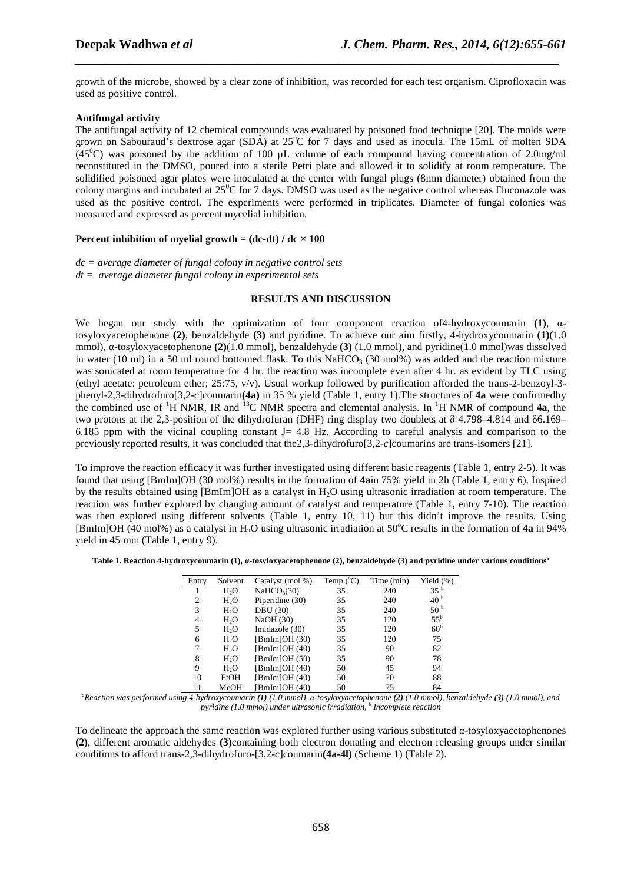growth of the microbe, showed by a clear zone of inhibition, was recorded for each test organism. Ciprofloxacin was used as positive control.

**Antifungal activity**

The antifungal activity of 12 chemical compounds was evaluated by poisoned food technique [20]. The molds were grown on Sabouraud's dextrose agar (SDA) at 25$^0$C for 7 days and used as inocula. The 15mL of molten SDA (45$^0$C) was poisoned by the addition of 100 µL volume of each compound having concentration of 2.0mg/ml reconstituted in the DMSO, poured into a sterile Petri plate and allowed it to solidify at room temperature. The solidified poisoned agar plates were inoculated at the center with fungal plugs (8mm diameter) obtained from the colony margins and incubated at 25$^0$C for 7 days. DMSO was used as the negative control whereas Fluconazole was used as the positive control. The experiments were performed in triplicates. Diameter of fungal colonies was measured and expressed as percent mycelial inhibition.

**Percent inhibition of myelial growth = (dc-dt) / dc × 100**

*dc = average diameter of fungal colony in negative control sets*
*dt = average diameter fungal colony in experimental sets*

## RESULTS AND DISCUSSION

We began our study with the optimization of four component reaction of4-hydroxycoumarin **(1)**, α-tosyloxyacetophenone **(2)**, benzaldehyde **(3)** and pyridine. To achieve our aim firstly, 4-hydroxycoumarin **(1)**(1.0 mmol), α-tosyloxyacetophenone **(2)**(1.0 mmol), benzaldehyde **(3)** (1.0 mmol), and pyridine(1.0 mmol)was dissolved in water (10 ml) in a 50 ml round bottomed flask. To this $NaHCO_3$ (30 mol%) was added and the reaction mixture was sonicated at room temperature for 4 hr. the reaction was incomplete even after 4 hr. as evident by TLC using (ethyl acetate: petroleum ether; 25:75, v/v). Usual workup followed by purification afforded the trans-2-benzoyl-3-phenyl-2,3-dihydrofuro[3,2-*c*]coumarin**(4a)** in 35 % yield (Table 1, entry 1).The structures of **4a** were confirmedby the combined use of $^1$H NMR, IR and $^{13}$C NMR spectra and elemental analysis. In $^1$H NMR of compound **4a**, the two protons at the 2,3-position of the dihydrofuran (DHF) ring display two doublets at δ 4.798–4.814 and δ6.169–6.185 ppm with the vicinal coupling constant J= 4.8 Hz. According to careful analysis and comparison to the previously reported results, it was concluded that the2,3-dihydrofuro[3,2-*c*]coumarins are trans-isomers [21].

To improve the reaction efficacy it was further investigated using different basic reagents (Table 1, entry 2-5). It was found that using [BmIm]OH (30 mol%) results in the formation of **4a**in 75% yield in 2h (Table 1, entry 6). Inspired by the results obtained using [BmIm]OH as a catalyst in $H_2O$ using ultrasonic irradiation at room temperature. The reaction was further explored by changing amount of catalyst and temperature (Table 1, entry 7-10). The reaction was then explored using different solvents (Table 1, entry 10, 11) but this didn't improve the results. Using [BmIm]OH (40 mol%) as a catalyst in $H_2O$ using ultrasonic irradiation at 50$^o$C results in the formation of **4a** in 94% yield in 45 min (Table 1, entry 9).

**Table 1. Reaction 4-hydroxycoumarin (1), α-tosyloxyacetophenone (2), benzaldehyde (3) and pyridine under various conditions[a]**

| Entry | Solvent | Catalyst (mol %) | Temp ($^o$C) | Time (min) | Yield (%) |
|---|---|---|---|---|---|
| 1 | $H_2O$ | $NaHCO_3$(30) | 35 | 240 | 35 [b] |
| 2 | $H_2O$ | Piperidine (30) | 35 | 240 | 40 [b] |
| 3 | $H_2O$ | DBU (30) | 35 | 240 | 50 [b] |
| 4 | $H_2O$ | NaOH (30) | 35 | 120 | 55[b] |
| 5 | $H_2O$ | Imidazole (30) | 35 | 120 | 60[b] |
| 6 | $H_2O$ | [BmIm]OH (30) | 35 | 120 | 75 |
| 7 | $H_2O$ | [BmIm]OH (40) | 35 | 90 | 82 |
| 8 | $H_2O$ | [BmIm]OH (50) | 35 | 90 | 78 |
| 9 | $H_2O$ | [BmIm]OH (40) | 50 | 45 | 94 |
| 10 | EtOH | [BmIm]OH (40) | 50 | 70 | 88 |
| 11 | MeOH | [BmIm]OH (40) | 50 | 75 | 84 |

[a]*Reaction was performed using 4-hydroxycoumarin **(1)** (1.0 mmol), α-tosyloxyacetophenone **(2)** (1.0 mmol), benzaldehyde **(3)** (1.0 mmol), and pyridine (1.0 mmol) under ultrasonic irradiation,* [b] *Incomplete reaction*

To delineate the approach the same reaction was explored further using various substituted α-tosyloxyacetophenones **(2)**, different aromatic aldehydes **(3)**containing both electron donating and electron releasing groups under similar conditions to afford trans-2,3-dihydrofuro-[3,2-*c*]coumarin**(4a-4l)** (Scheme 1) (Table 2).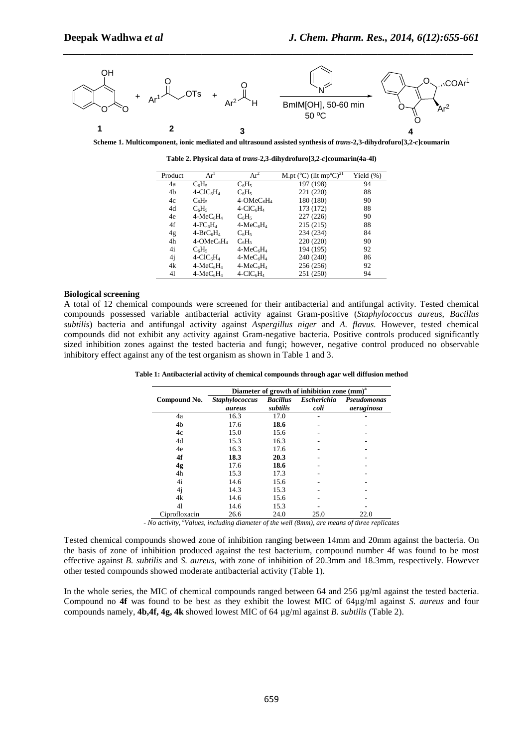**Scheme 1. Multicomponent, ionic mediated and ultrasound assisted synthesis of *trans*-2,3-dihydrofuro[3,2-*c*]coumarin**

**Table 2. Physical data of *trans*-2,3-dihydrofuro[3,2-*c*]coumarin(4a-4l)**

| Product | $Ar^1$ | $Ar^2$ | M.pt (°C) (lit mp°C)[21] | Yield (%) |
|---|---|---|---|---|
| 4a | $C_6H_5$ | $C_6H_5$ | 197 (198) | 94 |
| 4b | $4\text{-}ClC_6H_4$ | $C_6H_5$ | 221 (220) | 88 |
| 4c | $C_6H_5$ | $4\text{-}OMeC_6H_4$ | 180 (180) | 90 |
| 4d | $C_6H_5$ | $4\text{-}ClC_6H_4$ | 173 (172) | 88 |
| 4e | $4\text{-}MeC_6H_4$ | $C_6H_5$ | 227 (226) | 90 |
| 4f | $4\text{-}FC_6H_4$ | $4\text{-}MeC_6H_4$ | 215 (215) | 88 |
| 4g | $4\text{-}BrC_6H_4$ | $C_6H_5$ | 234 (234) | 84 |
| 4h | $4\text{-}OMeC_6H_4$ | $C_6H_5$ | 220 (220) | 90 |
| 4i | $C_6H_5$ | $4\text{-}MeC_6H_4$ | 194 (195) | 92 |
| 4j | $4\text{-}ClC_6H_4$ | $4\text{-}MeC_6H_4$ | 240 (240) | 86 |
| 4k | $4\text{-}MeC_6H_4$ | $4\text{-}MeC_6H_4$ | 256 (256) | 92 |
| 4l | $4\text{-}MeC_6H_4$ | $4\text{-}ClC_6H_4$ | 251 (250) | 94 |

**Biological screening**

A total of 12 chemical compounds were screened for their antibacterial and antifungal activity. Tested chemical compounds possessed variable antibacterial activity against Gram-positive (*Staphylococcus aureus, Bacillus subtilis*) bacteria and antifungal activity against *Aspergillus niger* and *A. flavus.* However, tested chemical compounds did not exhibit any activity against Gram-negative bacteria. Positive controls produced significantly sized inhibition zones against the tested bacteria and fungi; however, negative control produced no observable inhibitory effect against any of the test organism as shown in Table 1 and 3.

**Table 1: Antibacterial activity of chemical compounds through agar well diffusion method**

| Compound No. | Diameter of growth of inhibition zone (mm)[a] | | | |
|---|---|---|---|---|
| | ***Staphylococcus aureus*** | ***Bacillus subtilis*** | ***Escherichia coli*** | ***Pseudomonas aeruginosa*** |
| 4a | 16.3 | 17.0 | - | - |
| 4b | 17.6 | **18.6** | - | - |
| 4c | 15.0 | 15.6 | - | - |
| 4d | 15.3 | 16.3 | - | - |
| 4e | 16.3 | 17.6 | - | - |
| **4f** | **18.3** | **20.3** | - | - |
| **4g** | 17.6 | **18.6** | - | - |
| 4h | 15.3 | 17.3 | - | - |
| 4i | 14.6 | 15.6 | - | - |
| 4j | 14.3 | 15.3 | - | - |
| 4k | 14.6 | 15.6 | - | - |
| 4l | 14.6 | 15.3 | - | - |
| Ciprofloxacin | 26.6 | 24.0 | 25.0 | 22.0 |

*- No activity, [a]Values, including diameter of the well (8mm), are means of three replicates*

Tested chemical compounds showed zone of inhibition ranging between 14mm and 20mm against the bacteria. On the basis of zone of inhibition produced against the test bacterium, compound number 4f was found to be most effective against *B. subtilis* and *S. aureus*, with zone of inhibition of 20.3mm and 18.3mm, respectively. However other tested compounds showed moderate antibacterial activity (Table 1).

In the whole series, the MIC of chemical compounds ranged between 64 and 256 µg/ml against the tested bacteria. Compound no **4f** was found to be best as they exhibit the lowest MIC of 64µg/ml against *S. aureus* and four compounds namely, **4b,4f, 4g, 4k** showed lowest MIC of 64 µg/ml against *B. subtilis* (Table 2).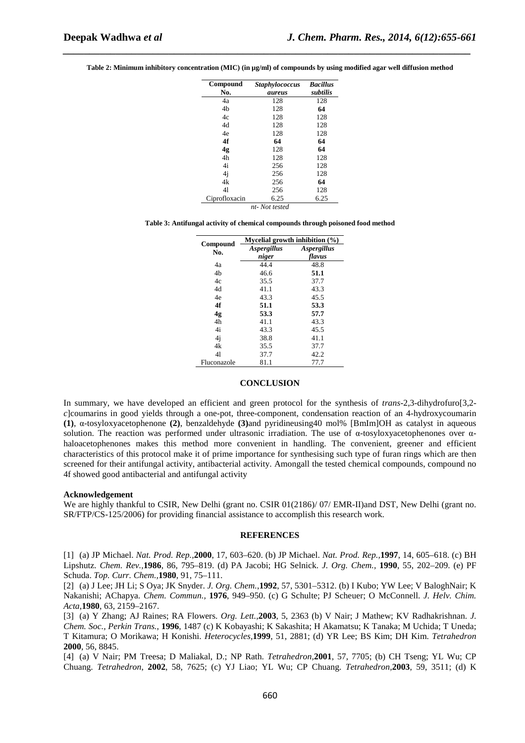**Table 2: Minimum inhibitory concentration (MIC) (in µg/ml) of compounds by using modified agar well diffusion method**

| Compound No. | *Staphylococcus aureus* | *Bacillus subtilis* |
|---|---|---|
| 4a | 128 | 128 |
| 4b | 128 | **64** |
| 4c | 128 | 128 |
| 4d | 128 | 128 |
| 4e | 128 | 128 |
| **4f** | **64** | **64** |
| **4g** | 128 | **64** |
| 4h | 128 | 128 |
| 4i | 256 | 128 |
| 4j | 256 | 128 |
| 4k | 256 | **64** |
| 4l | 256 | 128 |
| Ciprofloxacin | 6.25 | 6.25 |

*nt- Not tested*

**Table 3: Antifungal activity of chemical compounds through poisoned food method**

| Compound No. | Mycelial growth inhibition (%) | |
|---|---|---|
| | *Aspergillus niger* | *Aspergillus flavus* |
| 4a | 44.4 | 48.8 |
| 4b | 46.6 | **51.1** |
| 4c | 35.5 | 37.7 |
| 4d | 41.1 | 43.3 |
| 4e | 43.3 | 45.5 |
| **4f** | **51.1** | **53.3** |
| **4g** | **53.3** | **57.7** |
| 4h | 41.1 | 43.3 |
| 4i | 43.3 | 45.5 |
| 4j | 38.8 | 41.1 |
| 4k | 35.5 | 37.7 |
| 4l | 37.7 | 42.2 |
| Fluconazole | 81.1 | 77.7 |

## CONCLUSION

In summary, we have developed an efficient and green protocol for the synthesis of *trans*-2,3-dihydrofuro[3,2-*c*]coumarins in good yields through a one-pot, three-component, condensation reaction of an 4-hydroxycoumarin **(1)**, α-tosyloxyacetophenone **(2)**, benzaldehyde **(3)**and pyridineusing40 mol% [BmIm]OH as catalyst in aqueous solution. The reaction was performed under ultrasonic irradiation. The use of α-tosyloxyacetophenones over α-haloacetophenones makes this method more convenient in handling. The convenient, greener and efficient characteristics of this protocol make it of prime importance for synthesising such type of furan rings which are then screened for their antifungal activity, antibacterial activity. Amongall the tested chemical compounds, compound no 4f showed good antibacterial and antifungal activity

**Acknowledgement**

We are highly thankful to CSIR, New Delhi (grant no. CSIR 01(2186)/ 07/ EMR-II)and DST, New Delhi (grant no. SR/FTP/CS-125/2006) for providing financial assistance to accomplish this research work.

## REFERENCES

[1] (a) JP Michael. *Nat. Prod. Rep.*,**2000**, 17, 603–620. (b) JP Michael. *Nat. Prod. Rep.*,**1997**, 14, 605–618. (c) BH Lipshutz. *Chem. Rev.*,**1986**, 86, 795–819. (d) PA Jacobi; HG Selnick. *J. Org. Chem.*, **1990**, 55, 202–209. (e) PF Schuda. *Top. Curr. Chem.*,**1980**, 91, 75–111.

[2] (a) J Lee; JH Li; S Oya; JK Snyder. *J. Org. Chem.*,**1992**, 57, 5301–5312. (b) I Kubo; YW Lee; V BaloghNair; K Nakanishi; AChapya. *Chem. Commun.*, **1976**, 949–950. (c) G Schulte; PJ Scheuer; O McConnell. *J. Helv. Chim. Acta*,**1980**, 63, 2159–2167.

[3] (a) Y Zhang; AJ Raines; RA Flowers. *Org. Lett.*,**2003**, 5, 2363 (b) V Nair; J Mathew; KV Radhakrishnan. *J. Chem. Soc., Perkin Trans.*, **1996**, 1487 (c) K Kobayashi; K Sakashita; H Akamatsu; K Tanaka; M Uchida; T Uneda; T Kitamura; O Morikawa; H Konishi. *Heterocycles*,**1999**, 51, 2881; (d) YR Lee; BS Kim; DH Kim. *Tetrahedron* **2000**, 56, 8845.

[4] (a) V Nair; PM Treesa; D Maliakal, D.; NP Rath. *Tetrahedron*,**2001**, 57, 7705; (b) CH Tseng; YL Wu; CP Chuang. *Tetrahedron*, **2002**, 58, 7625; (c) YJ Liao; YL Wu; CP Chuang. *Tetrahedron*,**2003**, 59, 3511; (d) K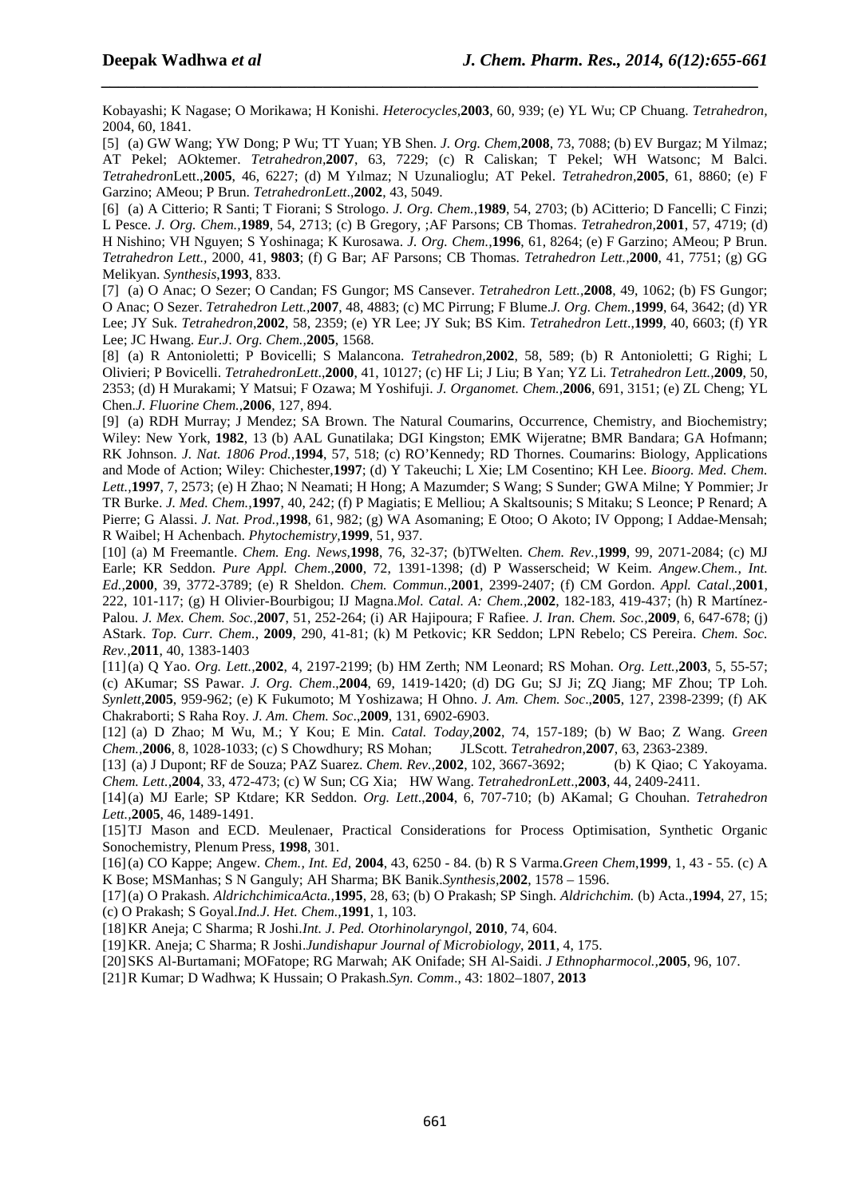Kobayashi; K Nagase; O Morikawa; H Konishi. *Heterocycles,***2003**, 60, 939; (e) YL Wu; CP Chuang. *Tetrahedron,* 2004, 60, 1841.

[5] (a) GW Wang; YW Dong; P Wu; TT Yuan; YB Shen. *J. Org. Chem*,**2008**, 73, 7088; (b) EV Burgaz; M Yilmaz; AT Pekel; AOktemer. *Tetrahedron*,**2007**, 63, 7229; (c) R Caliskan; T Pekel; WH Watsonc; M Balci. *Tetrahedron*Lett.,**2005**, 46, 6227; (d) M Yılmaz; N Uzunalioglu; AT Pekel. *Tetrahedron*,**2005**, 61, 8860; (e) F Garzino; AMeou; P Brun. *TetrahedronLett*.,**2002**, 43, 5049.

[6] (a) A Citterio; R Santi; T Fiorani; S Strologo. *J. Org. Chem.*,**1989**, 54, 2703; (b) ACitterio; D Fancelli; C Finzi; L Pesce. *J. Org. Chem.*,**1989**, 54, 2713; (c) B Gregory, ;AF Parsons; CB Thomas. *Tetrahedron*,**2001**, 57, 4719; (d) H Nishino; VH Nguyen; S Yoshinaga; K Kurosawa. *J. Org. Chem.*,**1996**, 61, 8264; (e) F Garzino; AMeou; P Brun. *Tetrahedron Lett.,* 2000, 41, **9803**; (f) G Bar; AF Parsons; CB Thomas. *Tetrahedron Lett.*,**2000**, 41, 7751; (g) GG Melikyan. *Synthesis*,**1993**, 833.

[7] (a) O Anac; O Sezer; O Candan; FS Gungor; MS Cansever. *Tetrahedron Lett.*,**2008**, 49, 1062; (b) FS Gungor; O Anac; O Sezer. *Tetrahedron Lett.*,**2007**, 48, 4883; (c) MC Pirrung; F Blume.*J. Org. Chem.*,**1999**, 64, 3642; (d) YR Lee; JY Suk. *Tetrahedron*,**2002**, 58, 2359; (e) YR Lee; JY Suk; BS Kim. *Tetrahedron Lett*.,**1999**, 40, 6603; (f) YR Lee; JC Hwang. *Eur.J. Org. Chem.*,**2005**, 1568.

[8] (a) R Antonioletti; P Bovicelli; S Malancona. *Tetrahedron*,**2002**, 58, 589; (b) R Antonioletti; G Righi; L Olivieri; P Bovicelli. *TetrahedronLett*.,**2000**, 41, 10127; (c) HF Li; J Liu; B Yan; YZ Li. *Tetrahedron Lett.*,**2009**, 50, 2353; (d) H Murakami; Y Matsui; F Ozawa; M Yoshifuji. *J. Organomet. Chem.*,**2006**, 691, 3151; (e) ZL Cheng; YL Chen.*J. Fluorine Chem.*,**2006**, 127, 894.

[9] (a) RDH Murray; J Mendez; SA Brown. The Natural Coumarins, Occurrence, Chemistry, and Biochemistry; Wiley: New York, **1982**, 13 (b) AAL Gunatilaka; DGI Kingston; EMK Wijeratne; BMR Bandara; GA Hofmann; RK Johnson. *J. Nat. 1806 Prod.*,**1994**, 57, 518; (c) RO'Kennedy; RD Thornes. Coumarins: Biology, Applications and Mode of Action; Wiley: Chichester,**1997**; (d) Y Takeuchi; L Xie; LM Cosentino; KH Lee. *Bioorg. Med. Chem. Lett.*,**1997**, 7, 2573; (e) H Zhao; N Neamati; H Hong; A Mazumder; S Wang; S Sunder; GWA Milne; Y Pommier; Jr TR Burke. *J. Med. Chem.*,**1997**, 40, 242; (f) P Magiatis; E Melliou; A Skaltsounis; S Mitaku; S Leonce; P Renard; A Pierre; G Alassi. *J. Nat. Prod.*,**1998**, 61, 982; (g) WA Asomaning; E Otoo; O Akoto; IV Oppong; I Addae-Mensah; R Waibel; H Achenbach. *Phytochemistry*,**1999**, 51, 937.

[10] (a) M Freemantle. *Chem. Eng. News*,**1998**, 76, 32-37; (b)TWelten. *Chem. Rev.*,**1999**, 99, 2071-2084; (c) MJ Earle; KR Seddon. *Pure Appl. Chem*.,**2000**, 72, 1391-1398; (d) P Wasserscheid; W Keim. *Angew.Chem., Int. Ed.*,**2000**, 39, 3772-3789; (e) R Sheldon. *Chem. Commun.*,**2001**, 2399-2407; (f) CM Gordon. *Appl. Catal*.,**2001**, 222, 101-117; (g) H Olivier-Bourbigou; IJ Magna.*Mol. Catal. A: Chem.*,**2002**, 182-183, 419-437; (h) R Martínez-Palou. *J. Mex. Chem. Soc.*,**2007**, 51, 252-264; (i) AR Hajipoura; F Rafiee. *J. Iran. Chem. Soc.*,**2009**, 6, 647-678; (j) AStark. *Top. Curr. Chem.*, **2009**, 290, 41-81; (k) M Petkovic; KR Seddon; LPN Rebelo; CS Pereira. *Chem. Soc. Rev.*,**2011**, 40, 1383-1403

[11] (a) Q Yao. *Org. Lett.*,**2002**, 4, 2197-2199; (b) HM Zerth; NM Leonard; RS Mohan. *Org. Lett.*,**2003**, 5, 55-57; (c) AKumar; SS Pawar. *J. Org. Chem*.,**2004**, 69, 1419-1420; (d) DG Gu; SJ Ji; ZQ Jiang; MF Zhou; TP Loh. *Synlett*,**2005**, 959-962; (e) K Fukumoto; M Yoshizawa; H Ohno. *J. Am. Chem. Soc*.,**2005**, 127, 2398-2399; (f) AK Chakraborti; S Raha Roy. *J. Am. Chem. Soc*.,**2009**, 131, 6902-6903.

[12] (a) D Zhao; M Wu, M.; Y Kou; E Min. *Catal. Today*,**2002**, 74, 157-189; (b) W Bao; Z Wang. *Green Chem.*,**2006**, 8, 1028-1033; (c) S Chowdhury; RS Mohan; JLScott. *Tetrahedron*,**2007**, 63, 2363-2389.

[13] (a) J Dupont; RF de Souza; PAZ Suarez. *Chem. Rev.*,**2002**, 102, 3667-3692; (b) K Qiao; C Yakoyama. *Chem. Lett.*,**2004**, 33, 472-473; (c) W Sun; CG Xia; HW Wang. *TetrahedronLett*.,**2003**, 44, 2409-2411.

[14] (a) MJ Earle; SP Ktdare; KR Seddon. *Org. Lett*.,**2004**, 6, 707-710; (b) AKamal; G Chouhan. *Tetrahedron Lett.*,**2005**, 46, 1489-1491.

[15] TJ Mason and ECD. Meulenaer, Practical Considerations for Process Optimisation, Synthetic Organic Sonochemistry, Plenum Press, **1998**, 301.

[16] (a) CO Kappe; Angew. *Chem., Int. Ed*, **2004**, 43, 6250 - 84. (b) R S Varma.*Green Chem*,**1999**, 1, 43 - 55. (c) A K Bose; MSManhas; S N Ganguly; AH Sharma; BK Banik.*Synthesis*,**2002**, 1578 – 1596.

[17] (a) O Prakash. *AldrichchimicaActa.*,**1995**, 28, 63; (b) O Prakash; SP Singh. *Aldrichchim.* (b) Acta.,**1994**, 27, 15; (c) O Prakash; S Goyal.*Ind.J. Het. Chem.*,**1991**, 1, 103.

[18] KR Aneja; C Sharma; R Joshi.*Int. J. Ped. Otorhinolaryngol*, **2010**, 74, 604.

[19] KR. Aneja; C Sharma; R Joshi.*Jundishapur Journal of Microbiology*, **2011**, 4, 175.

[20] SKS Al-Burtamani; MOFatope; RG Marwah; AK Onifade; SH Al-Saidi. *J Ethnopharmocol.*,**2005**, 96, 107.

[21] R Kumar; D Wadhwa; K Hussain; O Prakash.*Syn. Comm*., 43: 1802–1807, **2013**